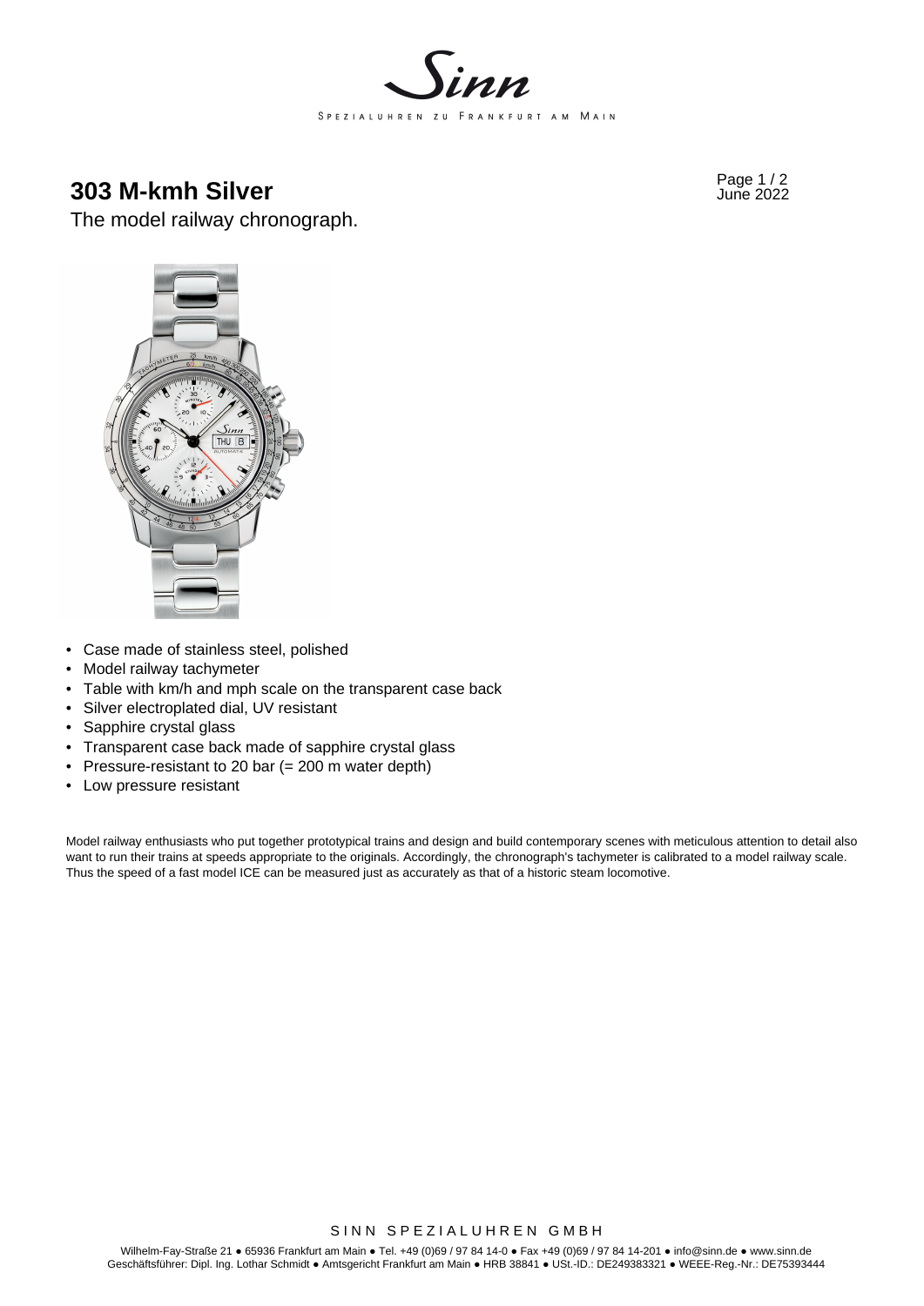# 303 M-kmh Silver

The model railway chronograph.

- Case made of stainless steel, polished
- Model railway tachymeter
- Table with km/h and mph scale on the transparent case back
- Silver electroplated dial, UV resistant
- Sapphire crystal glass
- Transparent case back made of sapphire crystal glass
- Pressure-resistant to 20 bar (= 200 m water depth)
- Low pressure resistant

Model railway enthusiasts who put together prototypical trains and design and build contemporary scenes with meticulous attention to detail also want to run their trains at speeds appropriate to the originals. Accordingly, the chronograph's tachymeter is calibrated to a model railway scale. Thus the speed of a fast model ICE can be measured just as accurately as that of a historic steam locomotive.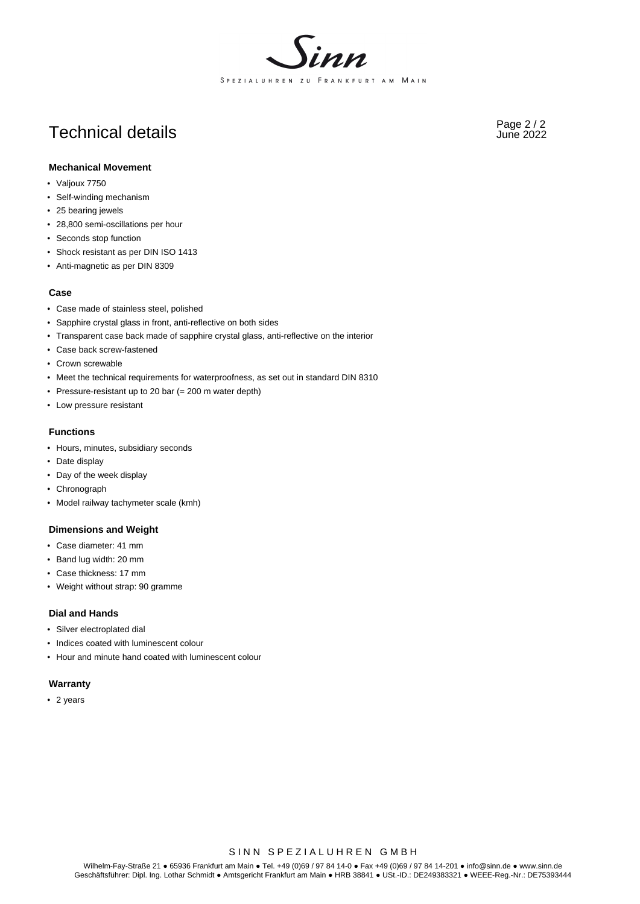# Technical details

June 2022

### Mechanical Movement

- Valjoux 7750
- Self-winding mechanism
- 25 bearing jewels
- 28,800 semi-oscillations per hour
- Seconds stop function
- Shock resistant as per DIN ISO 1413
- Anti-magnetic as per DIN 8309

### Case

- Case made of stainless steel, polished
- Sapphire crystal glass in front, anti-reflective on both sides
- Transparent case back made of sapphire crystal glass, anti-reflective on the interior
- Case back screw-fastened
- Crown screwable
- Meet the technical requirements for waterproofness, as set out in standard DIN 8310
- Pressure-resistant up to 20 bar (= 200 m water depth)
- Low pressure resistant

### Functions

- Hours, minutes, subsidiary seconds
- Date display
- Day of the week display
- Chronograph
- Model railway tachymeter scale (kmh)

### Dimensions and Weight

- Case diameter: 41 mm
- Band lug width: 20 mm
- Case thickness: 17 mm
- Weight without strap: 90 gramme

### Dial and Hands

- Silver electroplated dial
- Indices coated with luminescent colour
- Hour and minute hand coated with luminescent colour

### Warranty

- 2 years